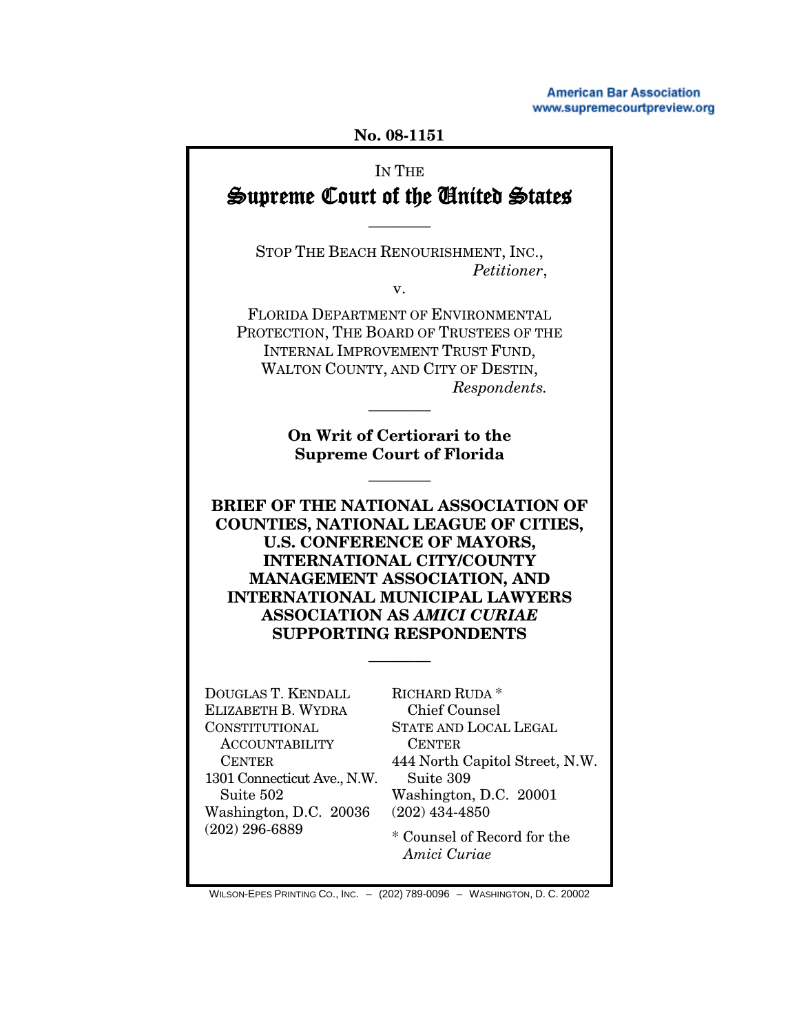American Bar Association
www.supremecourtpreview.org

No. 08-1151

IN THE

# Supreme Court of the United States

————

STOP THE BEACH RENOURISHMENT, INC.,
*Petitioner*,

v.

FLORIDA DEPARTMENT OF ENVIRONMENTAL PROTECTION, THE BOARD OF TRUSTEES OF THE INTERNAL IMPROVEMENT TRUST FUND, WALTON COUNTY, AND CITY OF DESTIN,
*Respondents.*

————

**On Writ of Certiorari to the Supreme Court of Florida**

————

**BRIEF OF THE NATIONAL ASSOCIATION OF COUNTIES, NATIONAL LEAGUE OF CITIES, U.S. CONFERENCE OF MAYORS, INTERNATIONAL CITY/COUNTY MANAGEMENT ASSOCIATION, AND INTERNATIONAL MUNICIPAL LAWYERS ASSOCIATION AS *AMICI CURIAE* SUPPORTING RESPONDENTS**

————

DOUGLAS T. KENDALL
ELIZABETH B. WYDRA
CONSTITUTIONAL ACCOUNTABILITY CENTER
1301 Connecticut Ave., N.W.
Suite 502
Washington, D.C. 20036
(202) 296-6889

RICHARD RUDA *
Chief Counsel
STATE AND LOCAL LEGAL CENTER
444 North Capitol Street, N.W.
Suite 309
Washington, D.C. 20001
(202) 434-4850

\* Counsel of Record for the *Amici Curiae*

WILSON-EPES PRINTING CO., INC. – (202) 789-0096 – WASHINGTON, D. C. 20002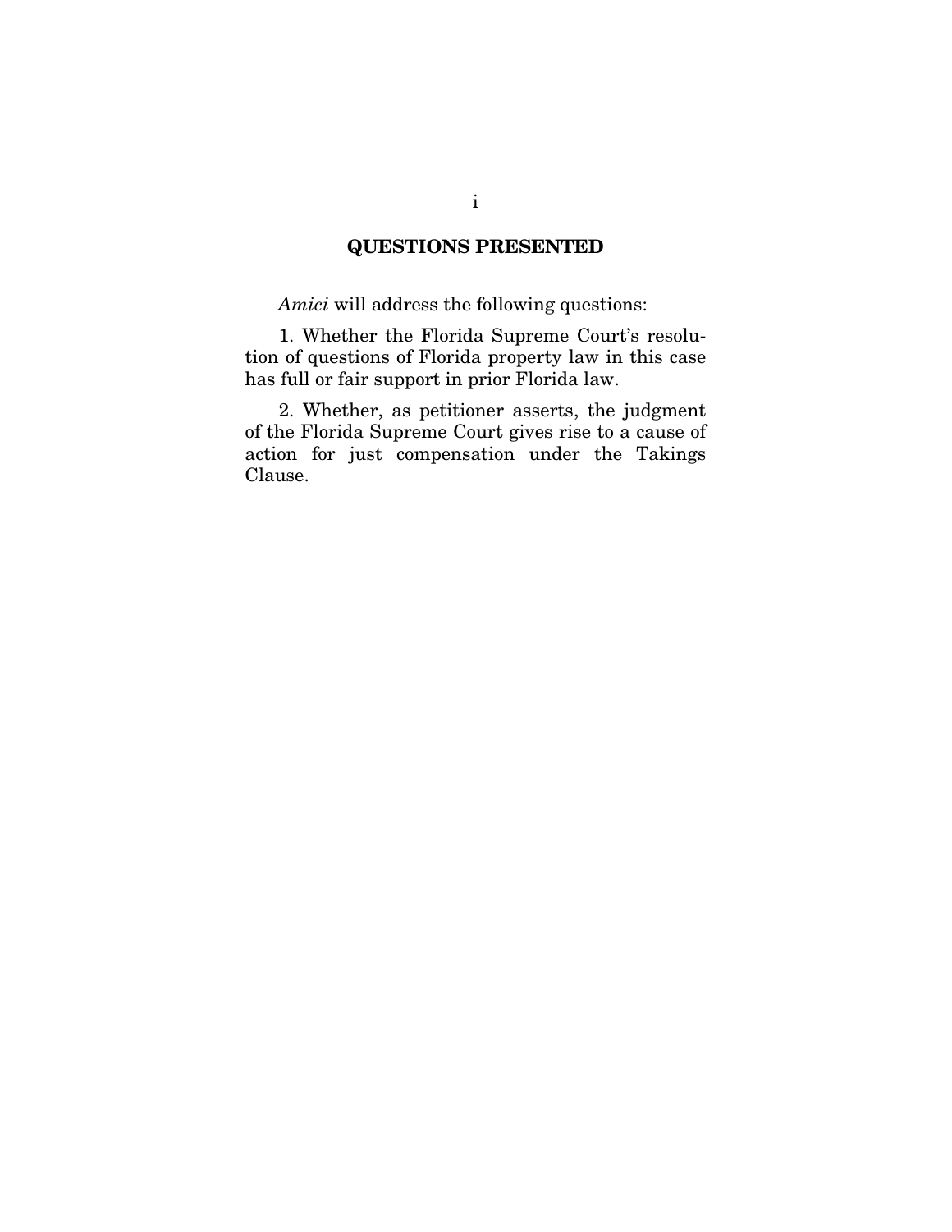## QUESTIONS PRESENTED

*Amici* will address the following questions:

1. Whether the Florida Supreme Court's resolution of questions of Florida property law in this case has full or fair support in prior Florida law.

2. Whether, as petitioner asserts, the judgment of the Florida Supreme Court gives rise to a cause of action for just compensation under the Takings Clause.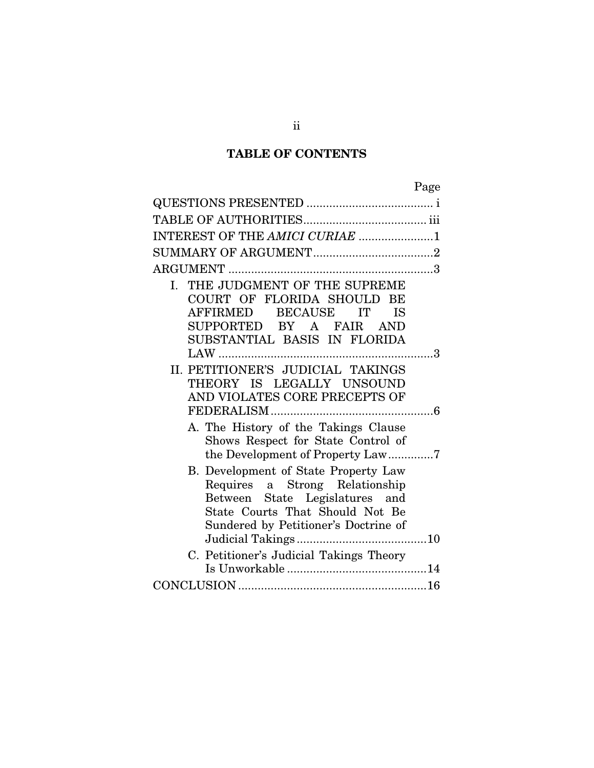## TABLE OF CONTENTS

| | Page |
|---|---|
| QUESTIONS PRESENTED | i |
| TABLE OF AUTHORITIES | iii |
| INTEREST OF THE *AMICI CURIAE* | 1 |
| SUMMARY OF ARGUMENT | 2 |
| ARGUMENT | 3 |
| I. THE JUDGMENT OF THE SUPREME COURT OF FLORIDA SHOULD BE AFFIRMED BECAUSE IT IS SUPPORTED BY A FAIR AND SUBSTANTIAL BASIS IN FLORIDA LAW | 3 |
| II. PETITIONER'S JUDICIAL TAKINGS THEORY IS LEGALLY UNSOUND AND VIOLATES CORE PRECEPTS OF FEDERALISM | 6 |
| A. The History of the Takings Clause Shows Respect for State Control of the Development of Property Law | 7 |
| B. Development of State Property Law Requires a Strong Relationship Between State Legislatures and State Courts That Should Not Be Sundered by Petitioner's Doctrine of Judicial Takings | 10 |
| C. Petitioner's Judicial Takings Theory Is Unworkable | 14 |
| CONCLUSION | 16 |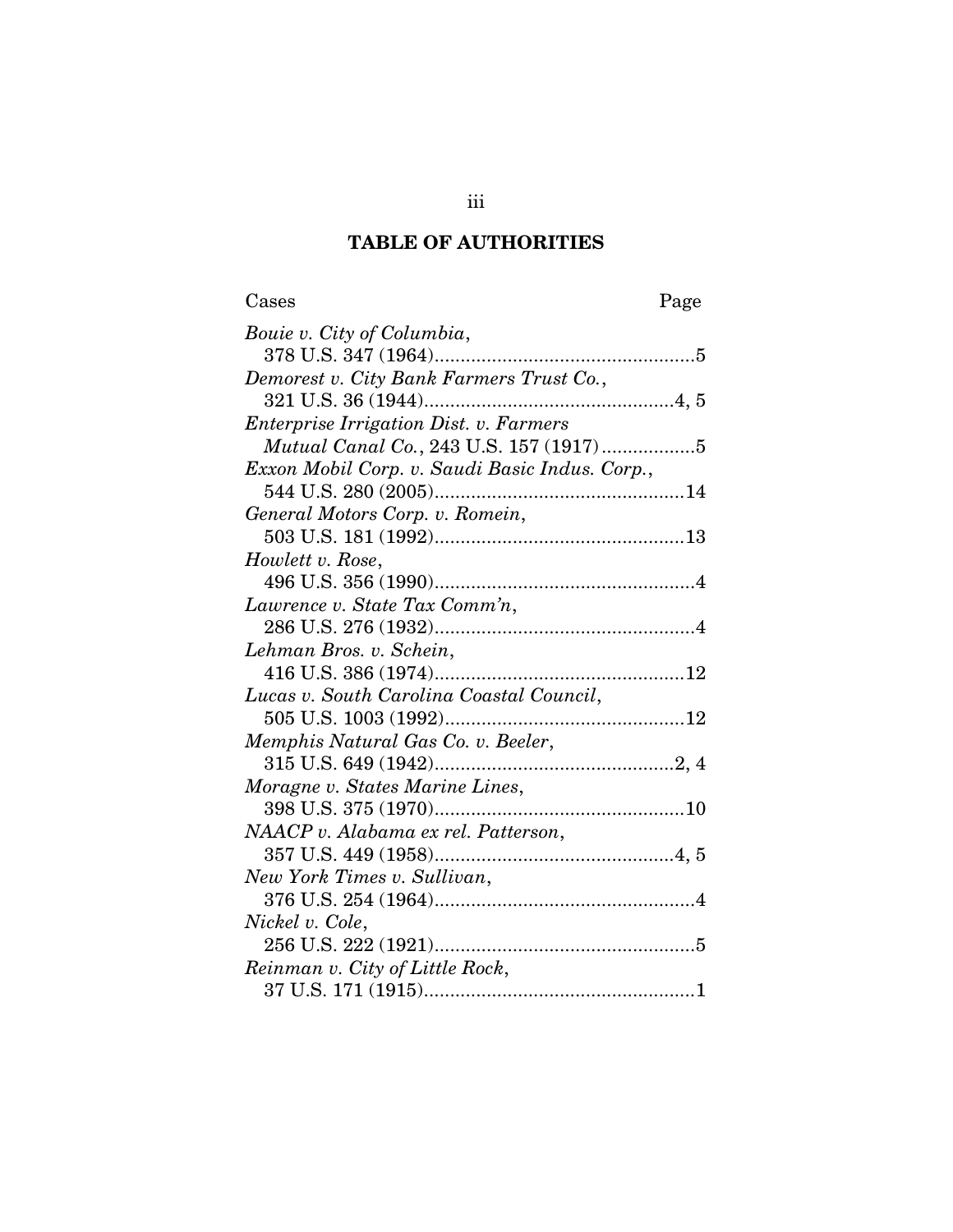## TABLE OF AUTHORITIES

| Cases | Page |
|---|---|
| *Bouie v. City of Columbia*, 378 U.S. 347 (1964) | 5 |
| *Demorest v. City Bank Farmers Trust Co.*, 321 U.S. 36 (1944) | 4, 5 |
| *Enterprise Irrigation Dist. v. Farmers Mutual Canal Co.*, 243 U.S. 157 (1917) | 5 |
| *Exxon Mobil Corp. v. Saudi Basic Indus. Corp.*, 544 U.S. 280 (2005) | 14 |
| *General Motors Corp. v. Romein*, 503 U.S. 181 (1992) | 13 |
| *Howlett v. Rose*, 496 U.S. 356 (1990) | 4 |
| *Lawrence v. State Tax Comm'n*, 286 U.S. 276 (1932) | 4 |
| *Lehman Bros. v. Schein*, 416 U.S. 386 (1974) | 12 |
| *Lucas v. South Carolina Coastal Council*, 505 U.S. 1003 (1992) | 12 |
| *Memphis Natural Gas Co. v. Beeler*, 315 U.S. 649 (1942) | 2, 4 |
| *Moragne v. States Marine Lines*, 398 U.S. 375 (1970) | 10 |
| *NAACP v. Alabama ex rel. Patterson*, 357 U.S. 449 (1958) | 4, 5 |
| *New York Times v. Sullivan*, 376 U.S. 254 (1964) | 4 |
| *Nickel v. Cole*, 256 U.S. 222 (1921) | 5 |
| *Reinman v. City of Little Rock*, 37 U.S. 171 (1915) | 1 |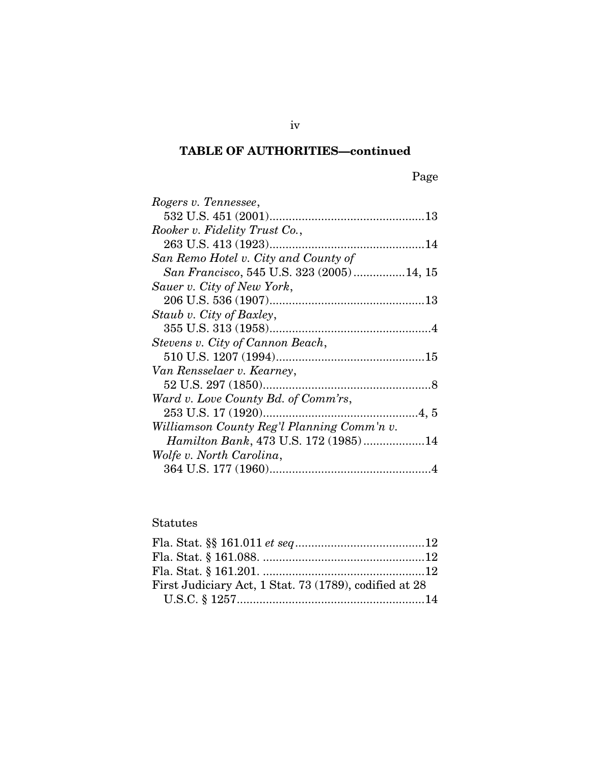## TABLE OF AUTHORITIES—continued

Page

*Rogers v. Tennessee*,
532 U.S. 451 (2001)................................................13

*Rooker v. Fidelity Trust Co.*,
263 U.S. 413 (1923)................................................14

*San Remo Hotel v. City and County of San Francisco*, 545 U.S. 323 (2005)................14, 15

*Sauer v. City of New York*,
206 U.S. 536 (1907)................................................13

*Staub v. City of Baxley*,
355 U.S. 313 (1958)..................................................4

*Stevens v. City of Cannon Beach*,
510 U.S. 1207 (1994)..............................................15

*Van Rensselaer v. Kearney*,
52 U.S. 297 (1850)....................................................8

*Ward v. Love County Bd. of Comm'rs*,
253 U.S. 17 (1920)................................................4, 5

*Williamson County Reg'l Planning Comm'n v. Hamilton Bank*, 473 U.S. 172 (1985)..................14

*Wolfe v. North Carolina*,
364 U.S. 177 (1960)..................................................4

Statutes

Fla. Stat. §§ 161.011 *et seq*........................................12
Fla. Stat. § 161.088. ..................................................12
Fla. Stat. § 161.201. ..................................................12
First Judiciary Act, 1 Stat. 73 (1789), codified at 28 U.S.C. § 1257.........................................................14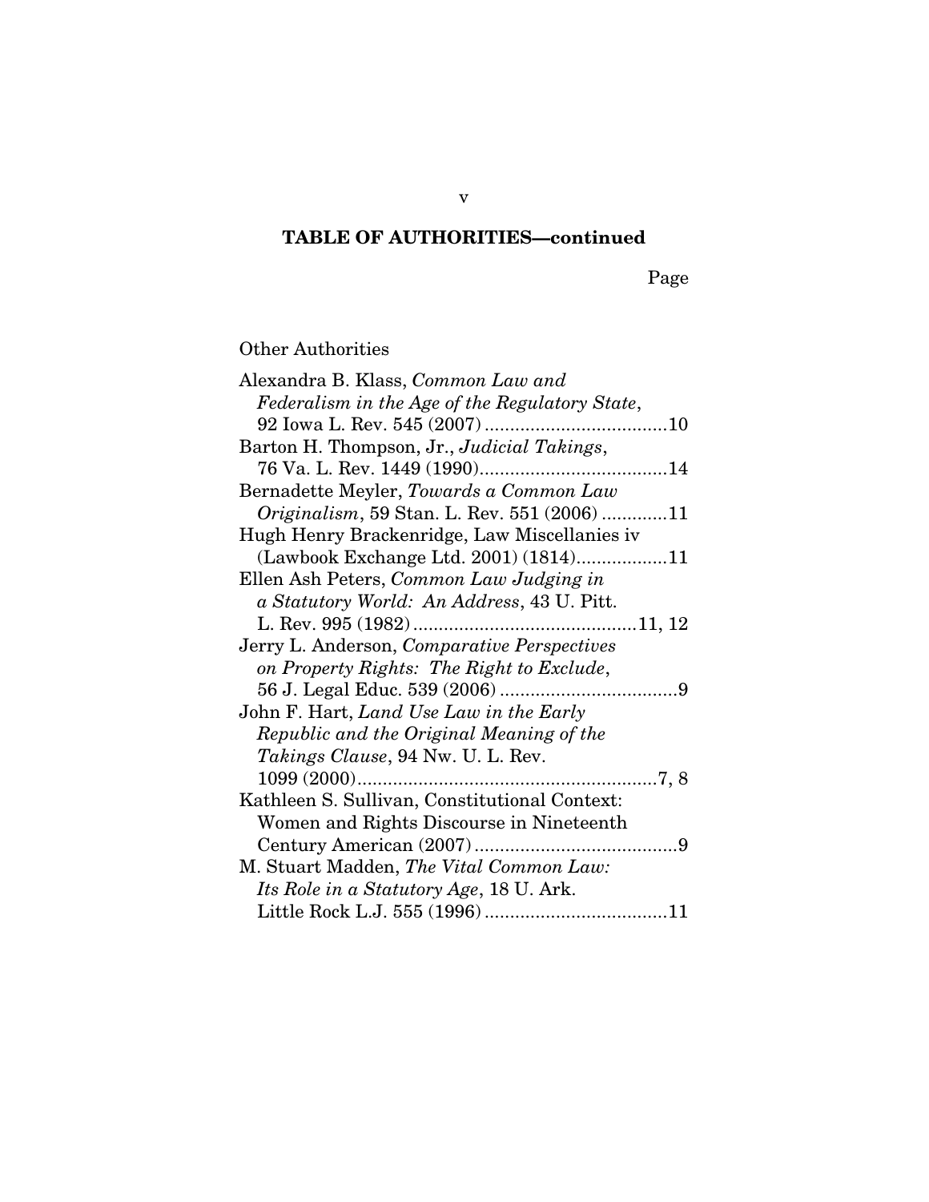**TABLE OF AUTHORITIES—continued**

Page

Other Authorities

Alexandra B. Klass, *Common Law and Federalism in the Age of the Regulatory State*, 92 Iowa L. Rev. 545 (2007) ....................................10

Barton H. Thompson, Jr., *Judicial Takings*, 76 Va. L. Rev. 1449 (1990).....................................14

Bernadette Meyler, *Towards a Common Law Originalism*, 59 Stan. L. Rev. 551 (2006) .............11

Hugh Henry Brackenridge, Law Miscellanies iv (Lawbook Exchange Ltd. 2001) (1814)..................11

Ellen Ash Peters, *Common Law Judging in a Statutory World: An Address*, 43 U. Pitt. L. Rev. 995 (1982) ............................................11, 12

Jerry L. Anderson, *Comparative Perspectives on Property Rights: The Right to Exclude*, 56 J. Legal Educ. 539 (2006) ...................................9

John F. Hart, *Land Use Law in the Early Republic and the Original Meaning of the Takings Clause*, 94 Nw. U. L. Rev. 1099 (2000)...........................................................7, 8

Kathleen S. Sullivan, Constitutional Context: Women and Rights Discourse in Nineteenth Century American (2007)........................................9

M. Stuart Madden, *The Vital Common Law: Its Role in a Statutory Age*, 18 U. Ark. Little Rock L.J. 555 (1996) ....................................11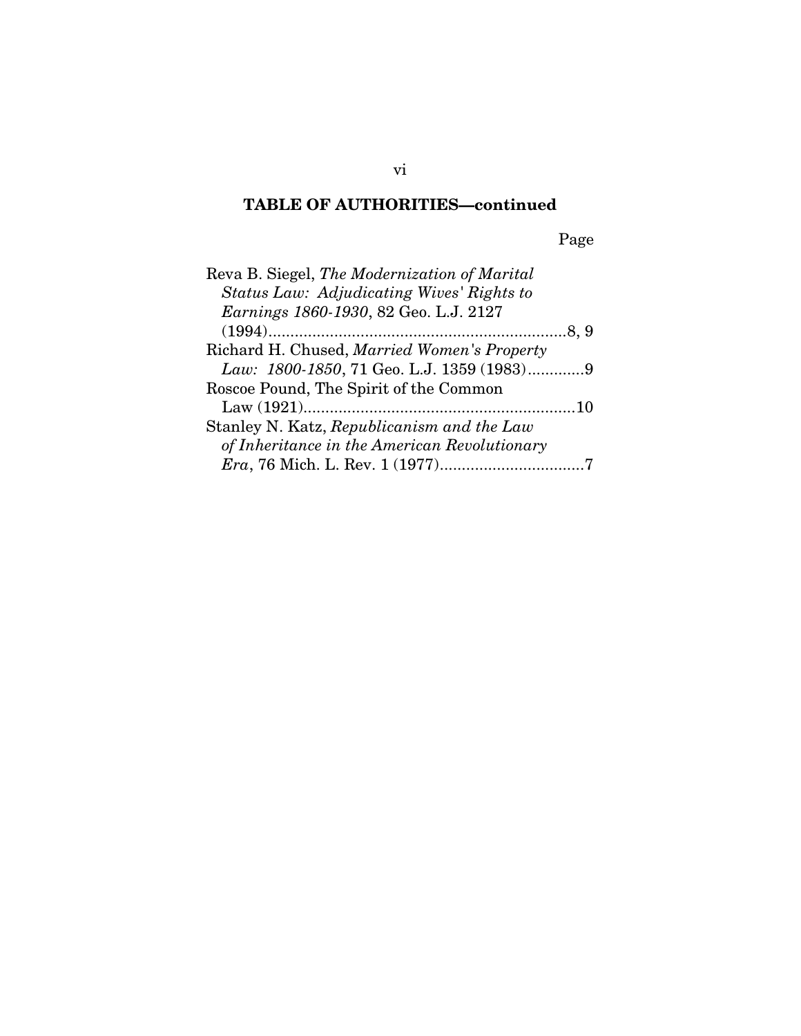**TABLE OF AUTHORITIES—continued**

Page

Reva B. Siegel, *The Modernization of Marital Status Law: Adjudicating Wives' Rights to Earnings 1860-1930*, 82 Geo. L.J. 2127 (1994)....................................................................8, 9

Richard H. Chused, *Married Women's Property Law: 1800-1850*, 71 Geo. L.J. 1359 (1983).............9

Roscoe Pound, The Spirit of the Common Law (1921)..............................................................10

Stanley N. Katz, *Republicanism and the Law of Inheritance in the American Revolutionary Era*, 76 Mich. L. Rev. 1 (1977).................................7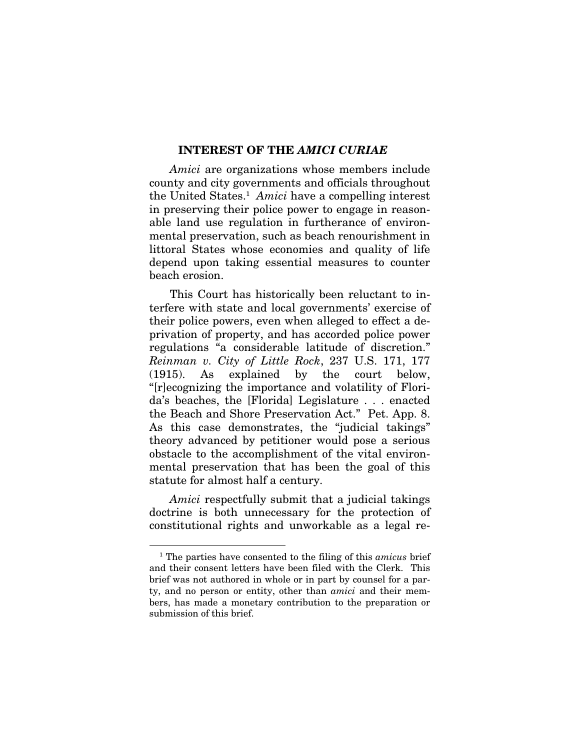## INTEREST OF THE *AMICI CURIAE*

*Amici* are organizations whose members include county and city governments and officials throughout the United States.[1] *Amici* have a compelling interest in preserving their police power to engage in reasonable land use regulation in furtherance of environmental preservation, such as beach renourishment in littoral States whose economies and quality of life depend upon taking essential measures to counter beach erosion.

This Court has historically been reluctant to interfere with state and local governments' exercise of their police powers, even when alleged to effect a deprivation of property, and has accorded police power regulations "a considerable latitude of discretion." *Reinman v. City of Little Rock*, 237 U.S. 171, 177 (1915). As explained by the court below, "[r]ecognizing the importance and volatility of Florida's beaches, the [Florida] Legislature . . . enacted the Beach and Shore Preservation Act." Pet. App. 8. As this case demonstrates, the "judicial takings" theory advanced by petitioner would pose a serious obstacle to the accomplishment of the vital environmental preservation that has been the goal of this statute for almost half a century.

*Amici* respectfully submit that a judicial takings doctrine is both unnecessary for the protection of constitutional rights and unworkable as a legal re-

---

[1] The parties have consented to the filing of this *amicus* brief and their consent letters have been filed with the Clerk. This brief was not authored in whole or in part by counsel for a party, and no person or entity, other than *amici* and their members, has made a monetary contribution to the preparation or submission of this brief.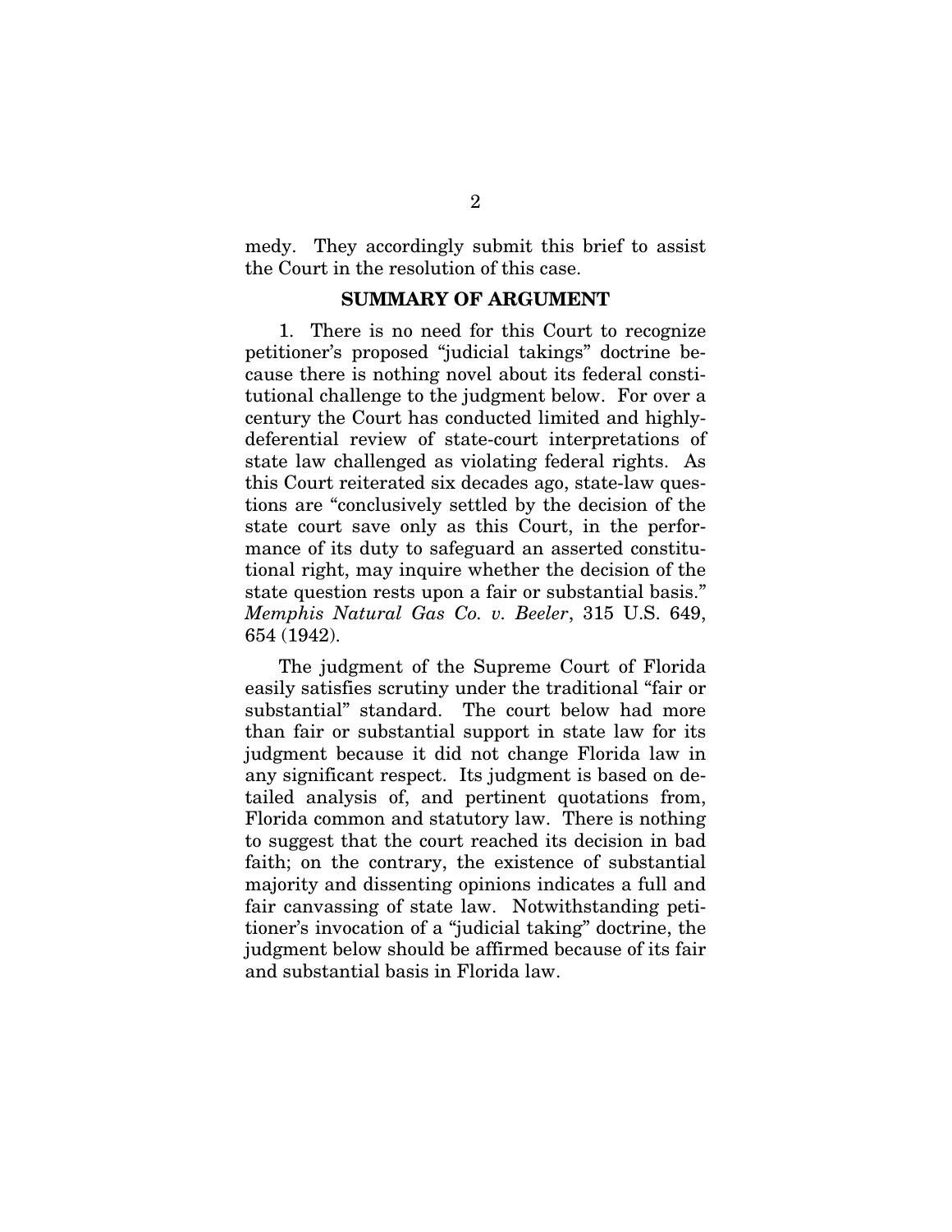medy. They accordingly submit this brief to assist the Court in the resolution of this case.

## SUMMARY OF ARGUMENT

1. There is no need for this Court to recognize petitioner's proposed "judicial takings" doctrine because there is nothing novel about its federal constitutional challenge to the judgment below. For over a century the Court has conducted limited and highly-deferential review of state-court interpretations of state law challenged as violating federal rights. As this Court reiterated six decades ago, state-law questions are "conclusively settled by the decision of the state court save only as this Court, in the performance of its duty to safeguard an asserted constitutional right, may inquire whether the decision of the state question rests upon a fair or substantial basis." *Memphis Natural Gas Co. v. Beeler*, 315 U.S. 649, 654 (1942).

The judgment of the Supreme Court of Florida easily satisfies scrutiny under the traditional "fair or substantial" standard. The court below had more than fair or substantial support in state law for its judgment because it did not change Florida law in any significant respect. Its judgment is based on detailed analysis of, and pertinent quotations from, Florida common and statutory law. There is nothing to suggest that the court reached its decision in bad faith; on the contrary, the existence of substantial majority and dissenting opinions indicates a full and fair canvassing of state law. Notwithstanding petitioner's invocation of a "judicial taking" doctrine, the judgment below should be affirmed because of its fair and substantial basis in Florida law.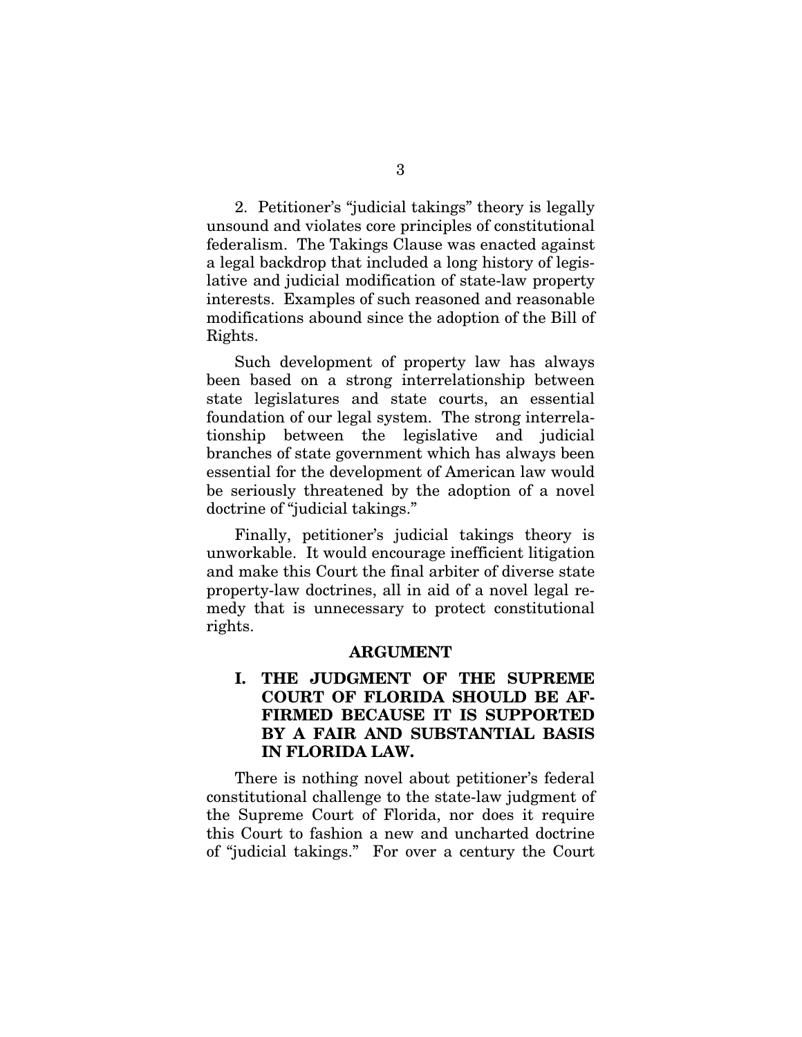2. Petitioner's "judicial takings" theory is legally unsound and violates core principles of constitutional federalism. The Takings Clause was enacted against a legal backdrop that included a long history of legislative and judicial modification of state-law property interests. Examples of such reasoned and reasonable modifications abound since the adoption of the Bill of Rights.

Such development of property law has always been based on a strong interrelationship between state legislatures and state courts, an essential foundation of our legal system. The strong interrelationship between the legislative and judicial branches of state government which has always been essential for the development of American law would be seriously threatened by the adoption of a novel doctrine of "judicial takings."

Finally, petitioner's judicial takings theory is unworkable. It would encourage inefficient litigation and make this Court the final arbiter of diverse state property-law doctrines, all in aid of a novel legal remedy that is unnecessary to protect constitutional rights.

## ARGUMENT

### I. THE JUDGMENT OF THE SUPREME COURT OF FLORIDA SHOULD BE AFFIRMED BECAUSE IT IS SUPPORTED BY A FAIR AND SUBSTANTIAL BASIS IN FLORIDA LAW.

There is nothing novel about petitioner's federal constitutional challenge to the state-law judgment of the Supreme Court of Florida, nor does it require this Court to fashion a new and uncharted doctrine of "judicial takings." For over a century the Court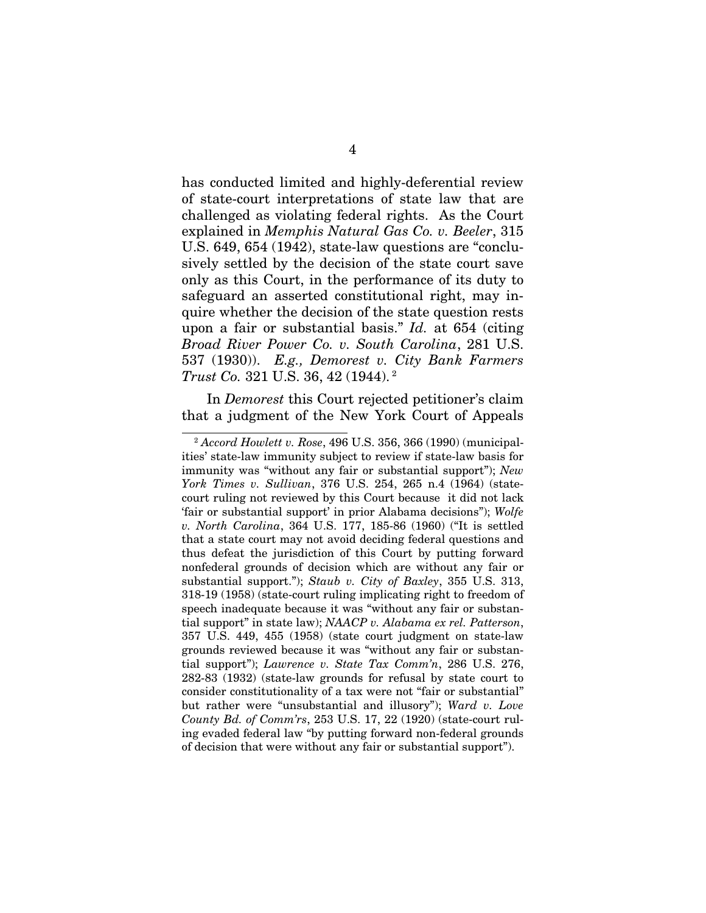has conducted limited and highly-deferential review of state-court interpretations of state law that are challenged as violating federal rights. As the Court explained in *Memphis Natural Gas Co. v. Beeler*, 315 U.S. 649, 654 (1942), state-law questions are "conclusively settled by the decision of the state court save only as this Court, in the performance of its duty to safeguard an asserted constitutional right, may inquire whether the decision of the state question rests upon a fair or substantial basis." *Id.* at 654 (citing *Broad River Power Co. v. South Carolina*, 281 U.S. 537 (1930)). *E.g., Demorest v. City Bank Farmers Trust Co.* 321 U.S. 36, 42 (1944).[2]

In *Demorest* this Court rejected petitioner's claim that a judgment of the New York Court of Appeals

---

[2] *Accord Howlett v. Rose*, 496 U.S. 356, 366 (1990) (municipalities' state-law immunity subject to review if state-law basis for immunity was "without any fair or substantial support"); *New York Times v. Sullivan*, 376 U.S. 254, 265 n.4 (1964) (state-court ruling not reviewed by this Court because it did not lack 'fair or substantial support' in prior Alabama decisions"); *Wolfe v. North Carolina*, 364 U.S. 177, 185-86 (1960) ("It is settled that a state court may not avoid deciding federal questions and thus defeat the jurisdiction of this Court by putting forward nonfederal grounds of decision which are without any fair or substantial support."); *Staub v. City of Baxley*, 355 U.S. 313, 318-19 (1958) (state-court ruling implicating right to freedom of speech inadequate because it was "without any fair or substantial support" in state law); *NAACP v. Alabama ex rel. Patterson*, 357 U.S. 449, 455 (1958) (state court judgment on state-law grounds reviewed because it was "without any fair or substantial support"); *Lawrence v. State Tax Comm'n*, 286 U.S. 276, 282-83 (1932) (state-law grounds for refusal by state court to consider constitutionality of a tax were not "fair or substantial" but rather were "unsubstantial and illusory"); *Ward v. Love County Bd. of Comm'rs*, 253 U.S. 17, 22 (1920) (state-court ruling evaded federal law "by putting forward non-federal grounds of decision that were without any fair or substantial support").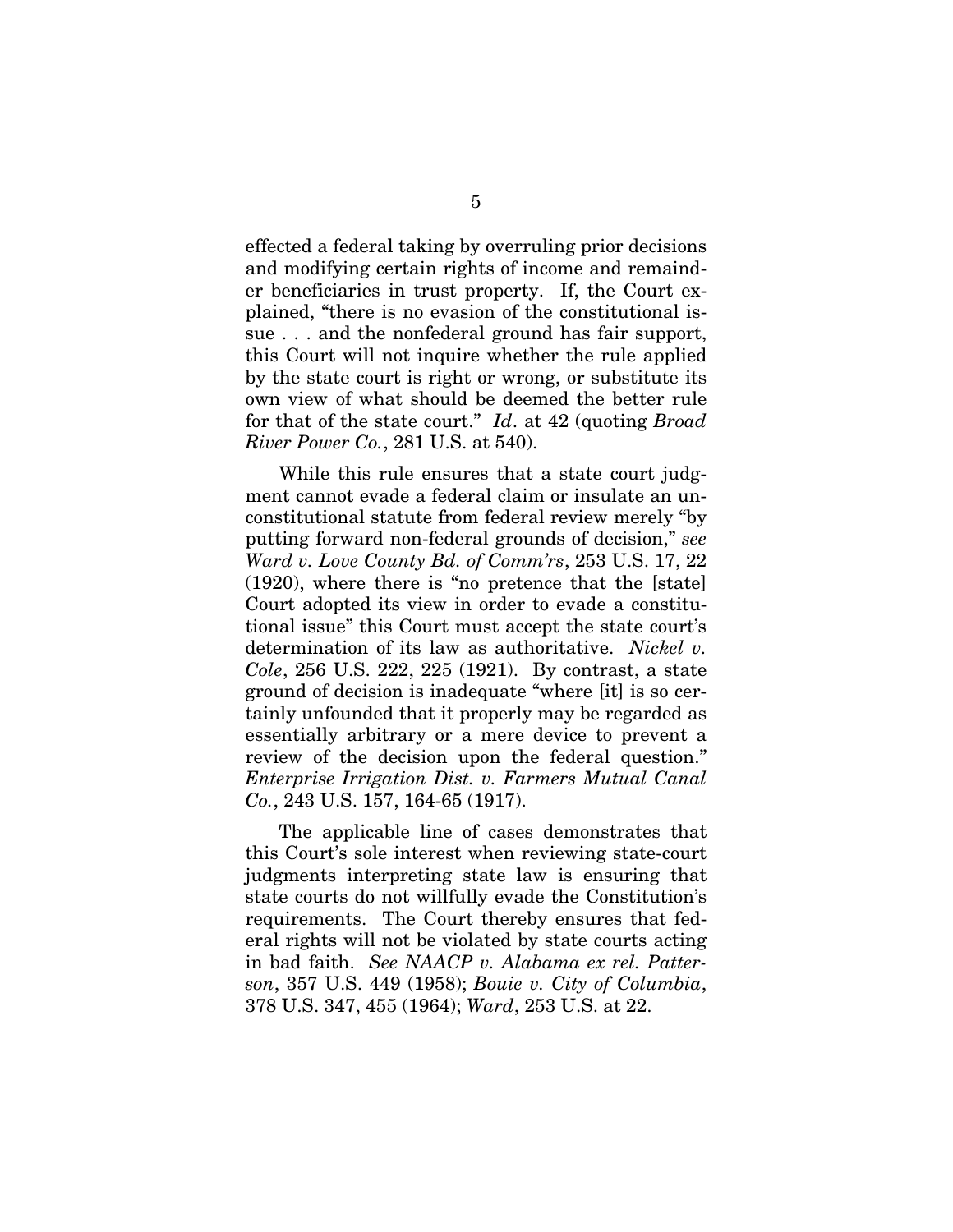effected a federal taking by overruling prior decisions and modifying certain rights of income and remainder beneficiaries in trust property. If, the Court explained, "there is no evasion of the constitutional issue . . . and the nonfederal ground has fair support, this Court will not inquire whether the rule applied by the state court is right or wrong, or substitute its own view of what should be deemed the better rule for that of the state court." *Id*. at 42 (quoting *Broad River Power Co.*, 281 U.S. at 540).

While this rule ensures that a state court judgment cannot evade a federal claim or insulate an unconstitutional statute from federal review merely "by putting forward non-federal grounds of decision," *see Ward v. Love County Bd. of Comm'rs*, 253 U.S. 17, 22 (1920), where there is "no pretence that the [state] Court adopted its view in order to evade a constitutional issue" this Court must accept the state court's determination of its law as authoritative. *Nickel v. Cole*, 256 U.S. 222, 225 (1921). By contrast, a state ground of decision is inadequate "where [it] is so certainly unfounded that it properly may be regarded as essentially arbitrary or a mere device to prevent a review of the decision upon the federal question." *Enterprise Irrigation Dist. v. Farmers Mutual Canal Co.*, 243 U.S. 157, 164-65 (1917).

The applicable line of cases demonstrates that this Court's sole interest when reviewing state-court judgments interpreting state law is ensuring that state courts do not willfully evade the Constitution's requirements. The Court thereby ensures that federal rights will not be violated by state courts acting in bad faith. *See NAACP v. Alabama ex rel. Patterson*, 357 U.S. 449 (1958); *Bouie v. City of Columbia*, 378 U.S. 347, 455 (1964); *Ward*, 253 U.S. at 22.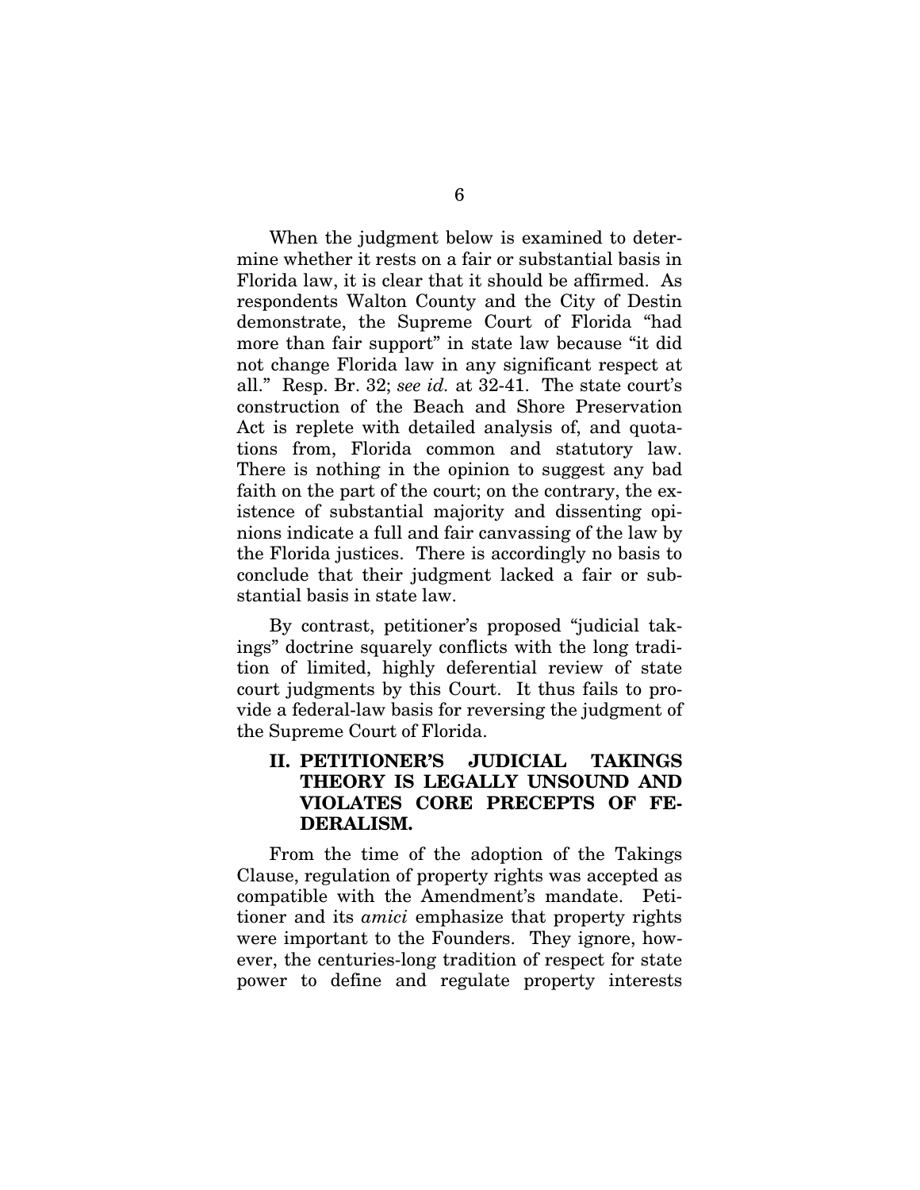When the judgment below is examined to determine whether it rests on a fair or substantial basis in Florida law, it is clear that it should be affirmed. As respondents Walton County and the City of Destin demonstrate, the Supreme Court of Florida "had more than fair support" in state law because "it did not change Florida law in any significant respect at all." Resp. Br. 32; *see id.* at 32-41. The state court's construction of the Beach and Shore Preservation Act is replete with detailed analysis of, and quotations from, Florida common and statutory law. There is nothing in the opinion to suggest any bad faith on the part of the court; on the contrary, the existence of substantial majority and dissenting opinions indicate a full and fair canvassing of the law by the Florida justices. There is accordingly no basis to conclude that their judgment lacked a fair or substantial basis in state law.

By contrast, petitioner's proposed "judicial takings" doctrine squarely conflicts with the long tradition of limited, highly deferential review of state court judgments by this Court. It thus fails to provide a federal-law basis for reversing the judgment of the Supreme Court of Florida.

## II. PETITIONER'S JUDICIAL TAKINGS THEORY IS LEGALLY UNSOUND AND VIOLATES CORE PRECEPTS OF FEDERALISM.

From the time of the adoption of the Takings Clause, regulation of property rights was accepted as compatible with the Amendment's mandate. Petitioner and its *amici* emphasize that property rights were important to the Founders. They ignore, however, the centuries-long tradition of respect for state power to define and regulate property interests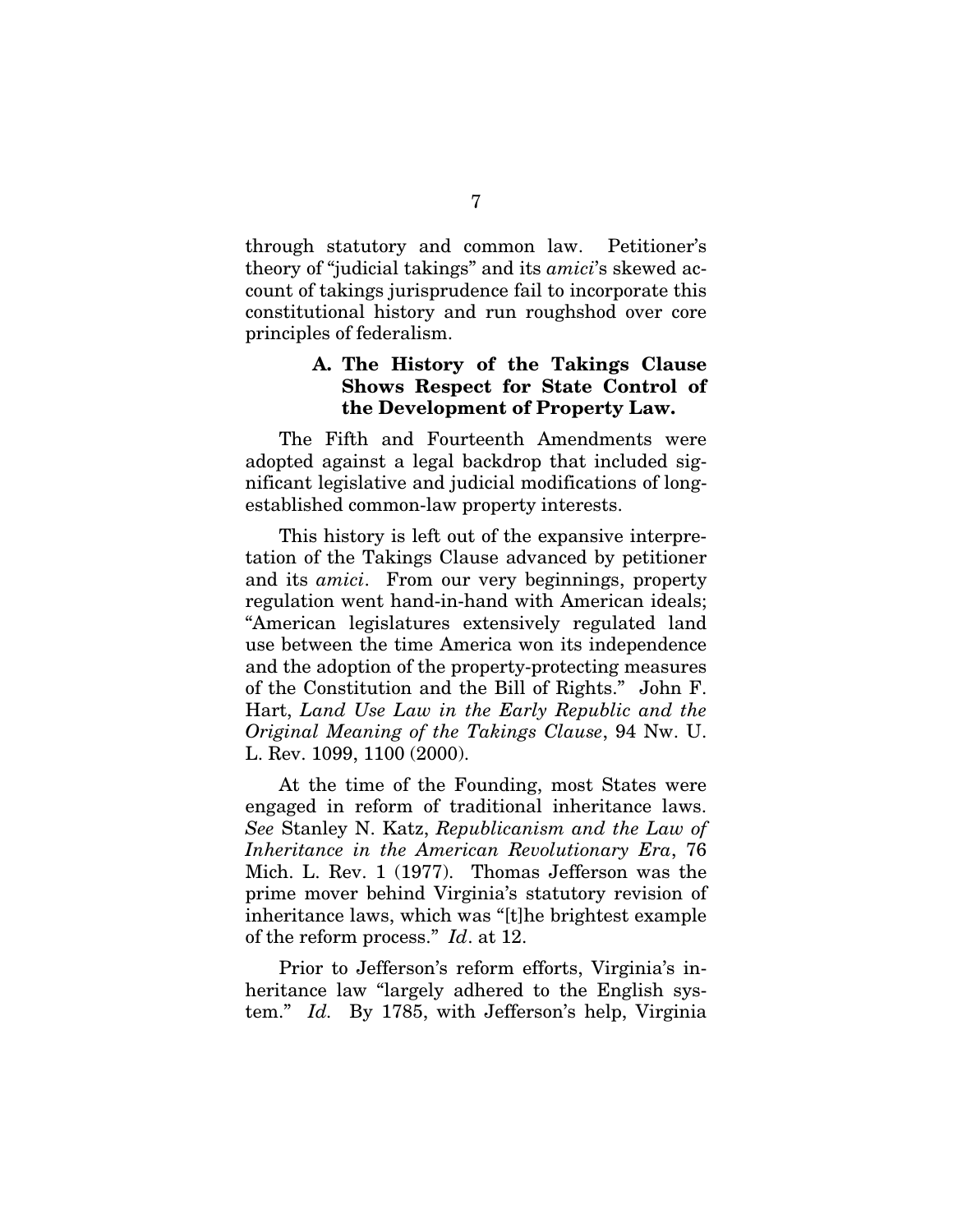through statutory and common law. Petitioner's theory of "judicial takings" and its *amici*'s skewed account of takings jurisprudence fail to incorporate this constitutional history and run roughshod over core principles of federalism.

### A. The History of the Takings Clause Shows Respect for State Control of the Development of Property Law.

The Fifth and Fourteenth Amendments were adopted against a legal backdrop that included significant legislative and judicial modifications of long-established common-law property interests.

This history is left out of the expansive interpretation of the Takings Clause advanced by petitioner and its *amici*. From our very beginnings, property regulation went hand-in-hand with American ideals; "American legislatures extensively regulated land use between the time America won its independence and the adoption of the property-protecting measures of the Constitution and the Bill of Rights." John F. Hart, *Land Use Law in the Early Republic and the Original Meaning of the Takings Clause*, 94 Nw. U. L. Rev. 1099, 1100 (2000).

At the time of the Founding, most States were engaged in reform of traditional inheritance laws. *See* Stanley N. Katz, *Republicanism and the Law of Inheritance in the American Revolutionary Era*, 76 Mich. L. Rev. 1 (1977). Thomas Jefferson was the prime mover behind Virginia's statutory revision of inheritance laws, which was "[t]he brightest example of the reform process." *Id*. at 12.

Prior to Jefferson's reform efforts, Virginia's inheritance law "largely adhered to the English system." *Id.* By 1785, with Jefferson's help, Virginia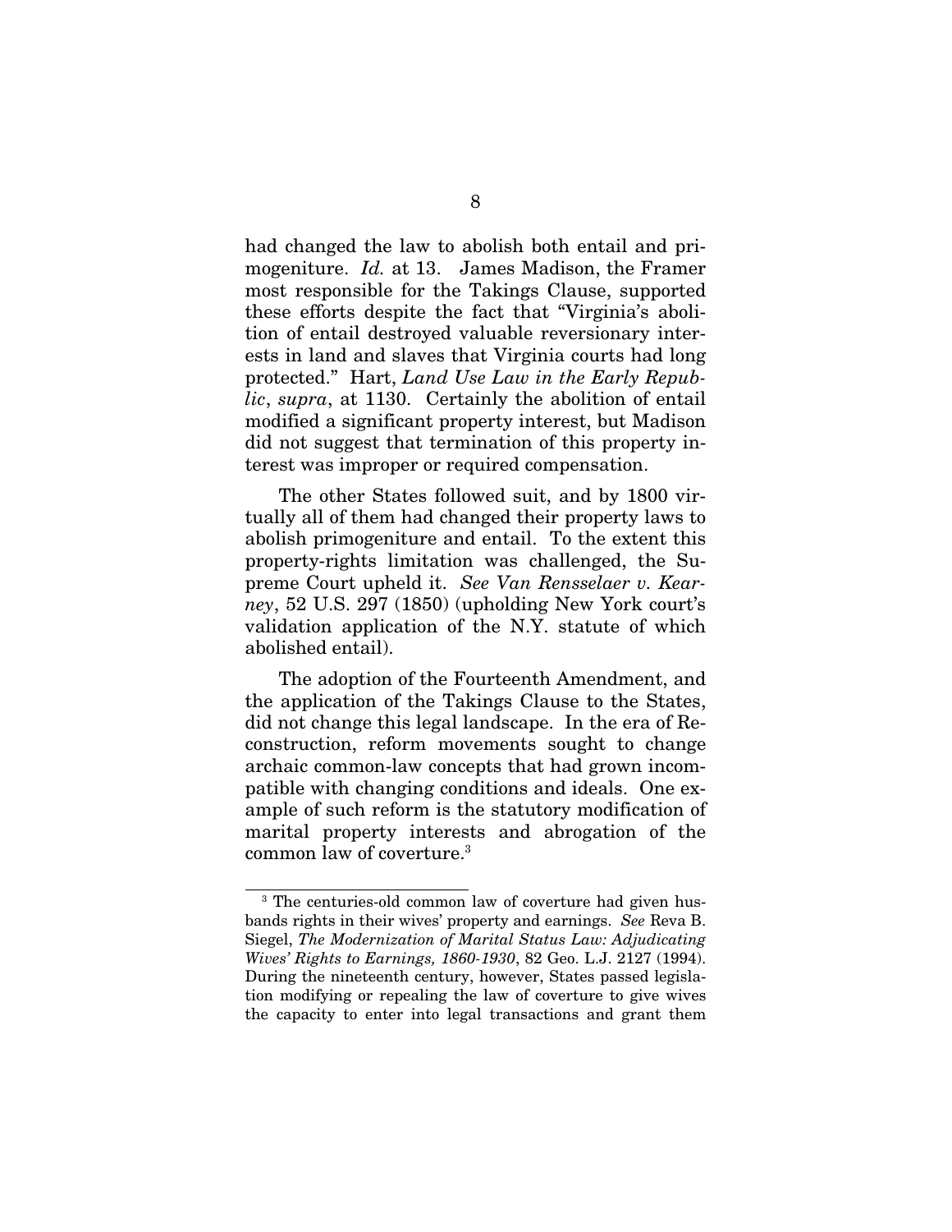had changed the law to abolish both entail and primogeniture. *Id.* at 13. James Madison, the Framer most responsible for the Takings Clause, supported these efforts despite the fact that "Virginia's abolition of entail destroyed valuable reversionary interests in land and slaves that Virginia courts had long protected." Hart, *Land Use Law in the Early Republic*, *supra*, at 1130. Certainly the abolition of entail modified a significant property interest, but Madison did not suggest that termination of this property interest was improper or required compensation.

The other States followed suit, and by 1800 virtually all of them had changed their property laws to abolish primogeniture and entail. To the extent this property-rights limitation was challenged, the Supreme Court upheld it. *See Van Rensselaer v. Kearney*, 52 U.S. 297 (1850) (upholding New York court's validation application of the N.Y. statute of which abolished entail).

The adoption of the Fourteenth Amendment, and the application of the Takings Clause to the States, did not change this legal landscape. In the era of Reconstruction, reform movements sought to change archaic common-law concepts that had grown incompatible with changing conditions and ideals. One example of such reform is the statutory modification of marital property interests and abrogation of the common law of coverture.[3]

---

[3] The centuries-old common law of coverture had given husbands rights in their wives' property and earnings. *See* Reva B. Siegel, *The Modernization of Marital Status Law: Adjudicating Wives' Rights to Earnings, 1860-1930*, 82 Geo. L.J. 2127 (1994). During the nineteenth century, however, States passed legislation modifying or repealing the law of coverture to give wives the capacity to enter into legal transactions and grant them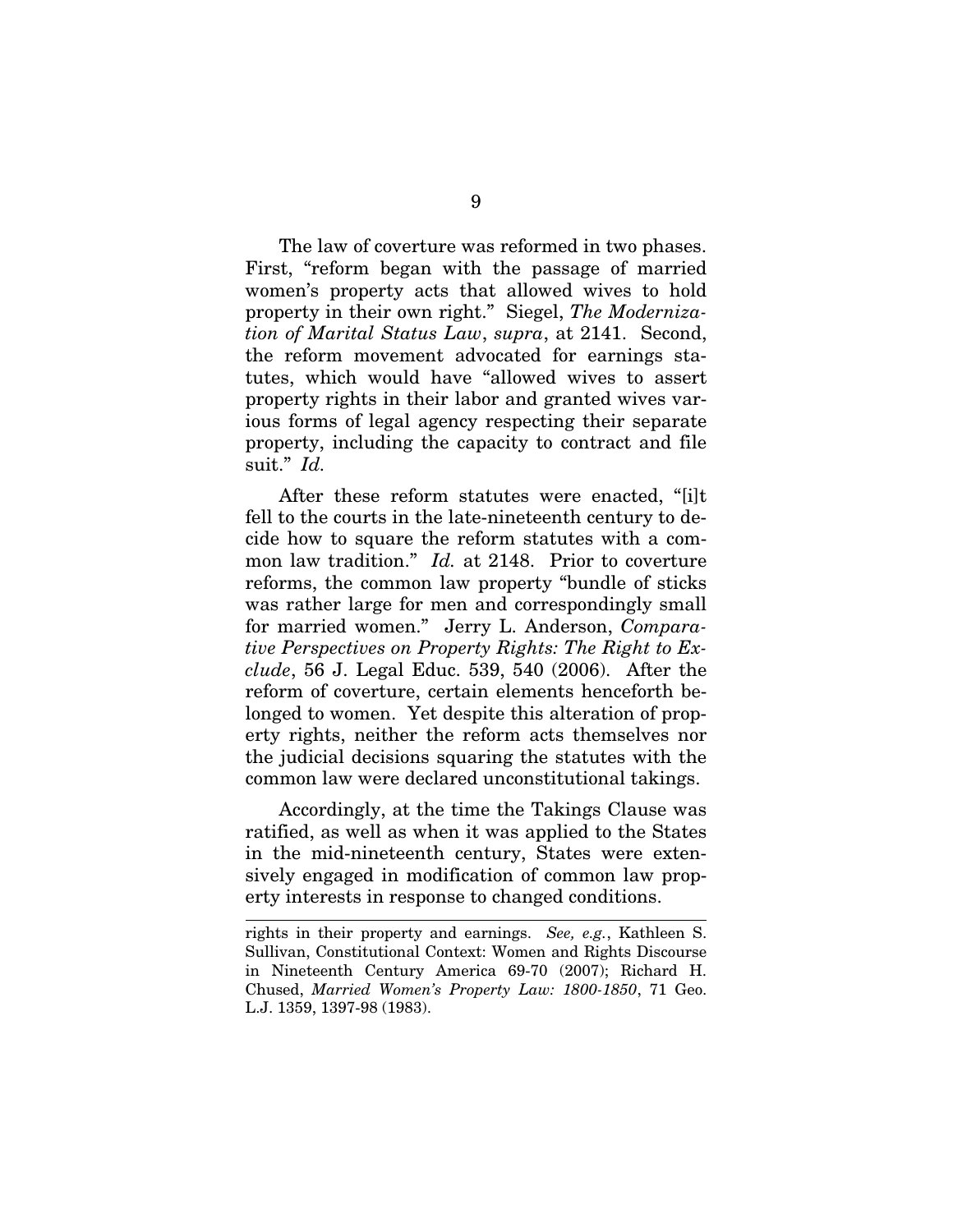The law of coverture was reformed in two phases. First, "reform began with the passage of married women's property acts that allowed wives to hold property in their own right." Siegel, *The Modernization of Marital Status Law*, *supra*, at 2141. Second, the reform movement advocated for earnings statutes, which would have "allowed wives to assert property rights in their labor and granted wives various forms of legal agency respecting their separate property, including the capacity to contract and file suit." *Id.*

After these reform statutes were enacted, "[i]t fell to the courts in the late-nineteenth century to decide how to square the reform statutes with a common law tradition." *Id.* at 2148. Prior to coverture reforms, the common law property "bundle of sticks was rather large for men and correspondingly small for married women." Jerry L. Anderson, *Comparative Perspectives on Property Rights: The Right to Exclude*, 56 J. Legal Educ. 539, 540 (2006). After the reform of coverture, certain elements henceforth belonged to women. Yet despite this alteration of property rights, neither the reform acts themselves nor the judicial decisions squaring the statutes with the common law were declared unconstitutional takings.

Accordingly, at the time the Takings Clause was ratified, as well as when it was applied to the States in the mid-nineteenth century, States were extensively engaged in modification of common law property interests in response to changed conditions.

---

rights in their property and earnings. *See, e.g.*, Kathleen S. Sullivan, Constitutional Context: Women and Rights Discourse in Nineteenth Century America 69-70 (2007); Richard H. Chused, *Married Women's Property Law: 1800-1850*, 71 Geo. L.J. 1359, 1397-98 (1983).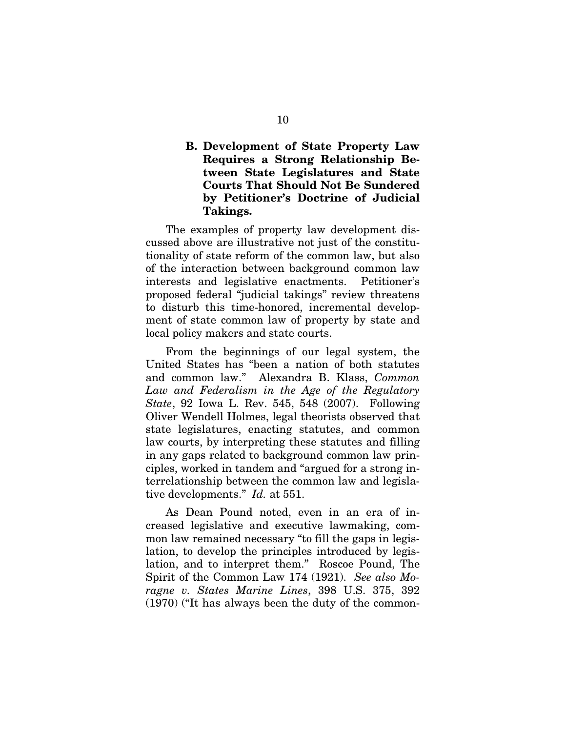### B. Development of State Property Law Requires a Strong Relationship Between State Legislatures and State Courts That Should Not Be Sundered by Petitioner's Doctrine of Judicial Takings.

The examples of property law development discussed above are illustrative not just of the constitutionality of state reform of the common law, but also of the interaction between background common law interests and legislative enactments. Petitioner's proposed federal "judicial takings" review threatens to disturb this time-honored, incremental development of state common law of property by state and local policy makers and state courts.

From the beginnings of our legal system, the United States has "been a nation of both statutes and common law." Alexandra B. Klass, *Common Law and Federalism in the Age of the Regulatory State*, 92 Iowa L. Rev. 545, 548 (2007). Following Oliver Wendell Holmes, legal theorists observed that state legislatures, enacting statutes, and common law courts, by interpreting these statutes and filling in any gaps related to background common law principles, worked in tandem and "argued for a strong interrelationship between the common law and legislative developments." *Id.* at 551.

As Dean Pound noted, even in an era of increased legislative and executive lawmaking, common law remained necessary "to fill the gaps in legislation, to develop the principles introduced by legislation, and to interpret them." Roscoe Pound, The Spirit of the Common Law 174 (1921). *See also Moragne v. States Marine Lines*, 398 U.S. 375, 392 (1970) ("It has always been the duty of the common-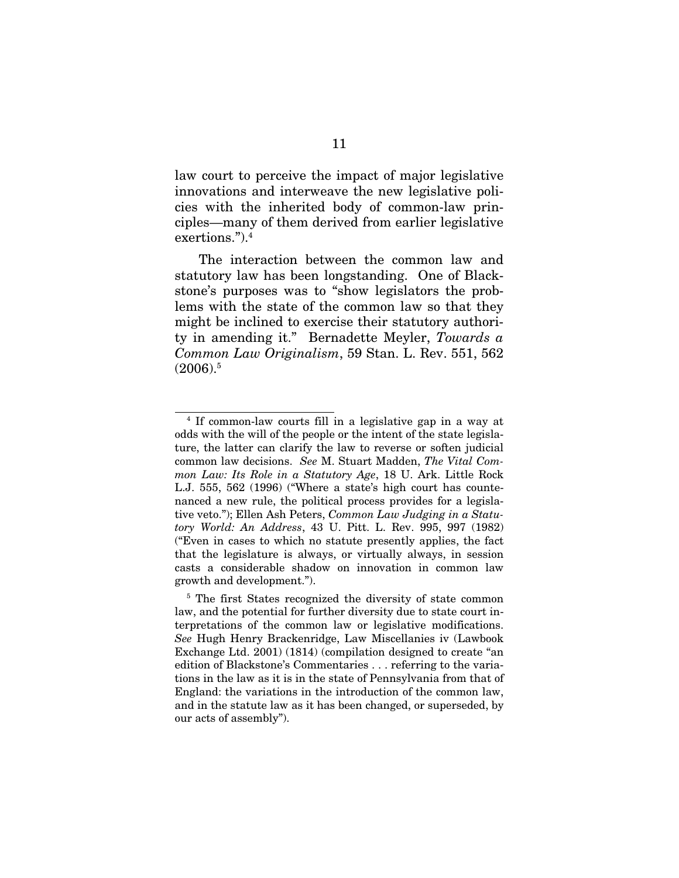law court to perceive the impact of major legislative innovations and interweave the new legislative policies with the inherited body of common-law principles—many of them derived from earlier legislative exertions.").[4]

The interaction between the common law and statutory law has been longstanding. One of Blackstone's purposes was to "show legislators the problems with the state of the common law so that they might be inclined to exercise their statutory authority in amending it." Bernadette Meyler, *Towards a Common Law Originalism*, 59 Stan. L. Rev. 551, 562 (2006).[5]

---

[4] If common-law courts fill in a legislative gap in a way at odds with the will of the people or the intent of the state legislature, the latter can clarify the law to reverse or soften judicial common law decisions. *See* M. Stuart Madden, *The Vital Common Law: Its Role in a Statutory Age*, 18 U. Ark. Little Rock L.J. 555, 562 (1996) ("Where a state's high court has countenanced a new rule, the political process provides for a legislative veto."); Ellen Ash Peters, *Common Law Judging in a Statutory World: An Address*, 43 U. Pitt. L. Rev. 995, 997 (1982) ("Even in cases to which no statute presently applies, the fact that the legislature is always, or virtually always, in session casts a considerable shadow on innovation in common law growth and development.").

[5] The first States recognized the diversity of state common law, and the potential for further diversity due to state court interpretations of the common law or legislative modifications. *See* Hugh Henry Brackenridge, Law Miscellanies iv (Lawbook Exchange Ltd. 2001) (1814) (compilation designed to create "an edition of Blackstone's Commentaries . . . referring to the variations in the law as it is in the state of Pennsylvania from that of England: the variations in the introduction of the common law, and in the statute law as it has been changed, or superseded, by our acts of assembly").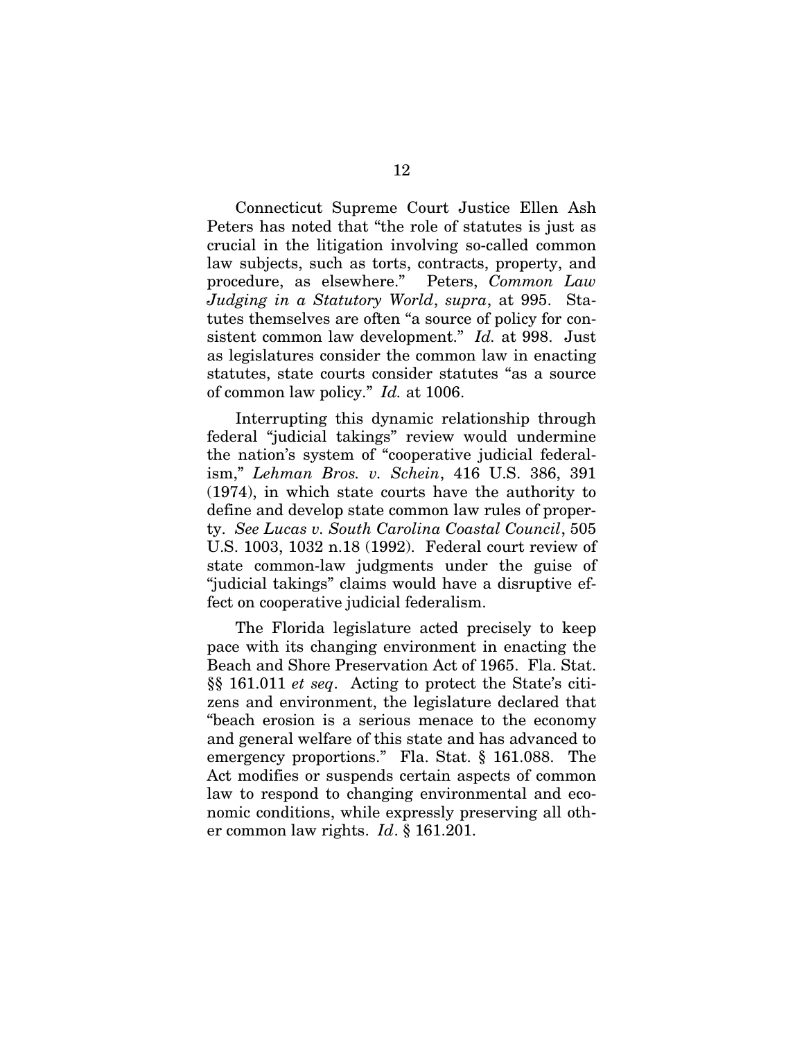Connecticut Supreme Court Justice Ellen Ash Peters has noted that "the role of statutes is just as crucial in the litigation involving so-called common law subjects, such as torts, contracts, property, and procedure, as elsewhere." Peters, *Common Law Judging in a Statutory World*, *supra*, at 995. Statutes themselves are often "a source of policy for consistent common law development." *Id.* at 998. Just as legislatures consider the common law in enacting statutes, state courts consider statutes "as a source of common law policy." *Id.* at 1006.

Interrupting this dynamic relationship through federal "judicial takings" review would undermine the nation's system of "cooperative judicial federalism," *Lehman Bros. v. Schein*, 416 U.S. 386, 391 (1974), in which state courts have the authority to define and develop state common law rules of property. *See Lucas v. South Carolina Coastal Council*, 505 U.S. 1003, 1032 n.18 (1992). Federal court review of state common-law judgments under the guise of "judicial takings" claims would have a disruptive effect on cooperative judicial federalism.

The Florida legislature acted precisely to keep pace with its changing environment in enacting the Beach and Shore Preservation Act of 1965. Fla. Stat. §§ 161.011 *et seq*. Acting to protect the State's citizens and environment, the legislature declared that "beach erosion is a serious menace to the economy and general welfare of this state and has advanced to emergency proportions." Fla. Stat. § 161.088. The Act modifies or suspends certain aspects of common law to respond to changing environmental and economic conditions, while expressly preserving all other common law rights. *Id*. § 161.201.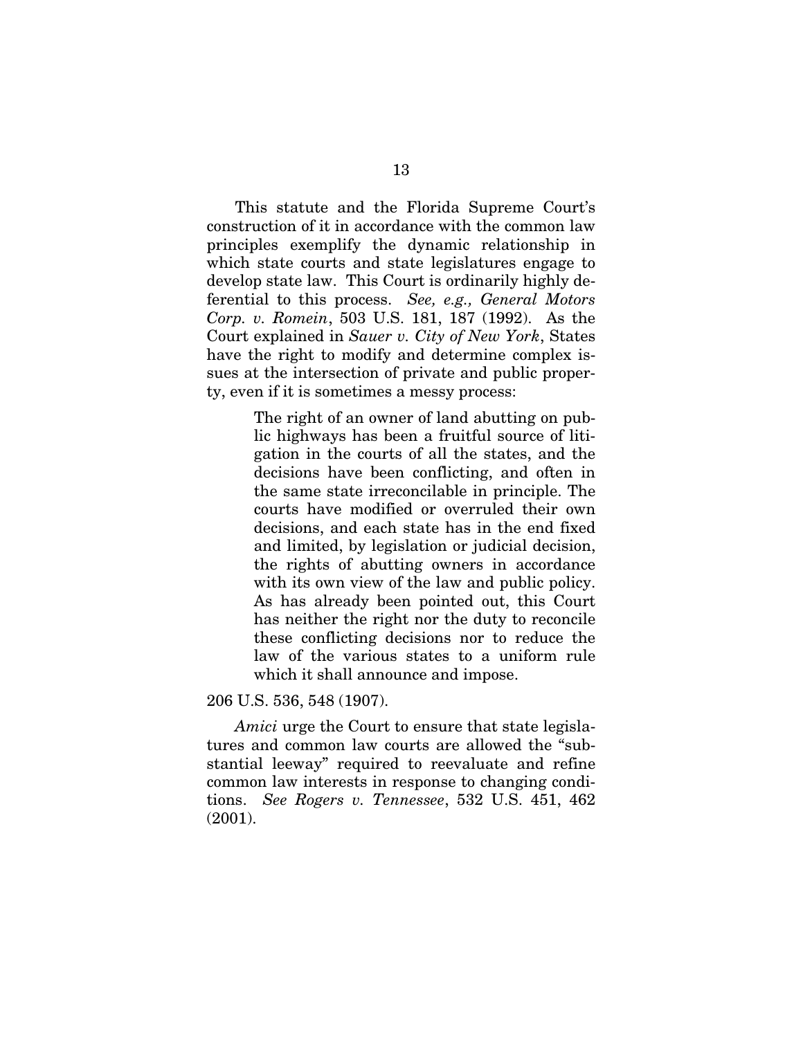This statute and the Florida Supreme Court's construction of it in accordance with the common law principles exemplify the dynamic relationship in which state courts and state legislatures engage to develop state law. This Court is ordinarily highly deferential to this process. *See, e.g., General Motors Corp. v. Romein*, 503 U.S. 181, 187 (1992). As the Court explained in *Sauer v. City of New York*, States have the right to modify and determine complex issues at the intersection of private and public property, even if it is sometimes a messy process:

> The right of an owner of land abutting on public highways has been a fruitful source of litigation in the courts of all the states, and the decisions have been conflicting, and often in the same state irreconcilable in principle. The courts have modified or overruled their own decisions, and each state has in the end fixed and limited, by legislation or judicial decision, the rights of abutting owners in accordance with its own view of the law and public policy. As has already been pointed out, this Court has neither the right nor the duty to reconcile these conflicting decisions nor to reduce the law of the various states to a uniform rule which it shall announce and impose.

206 U.S. 536, 548 (1907).

*Amici* urge the Court to ensure that state legislatures and common law courts are allowed the "substantial leeway" required to reevaluate and refine common law interests in response to changing conditions. *See Rogers v. Tennessee*, 532 U.S. 451, 462 (2001).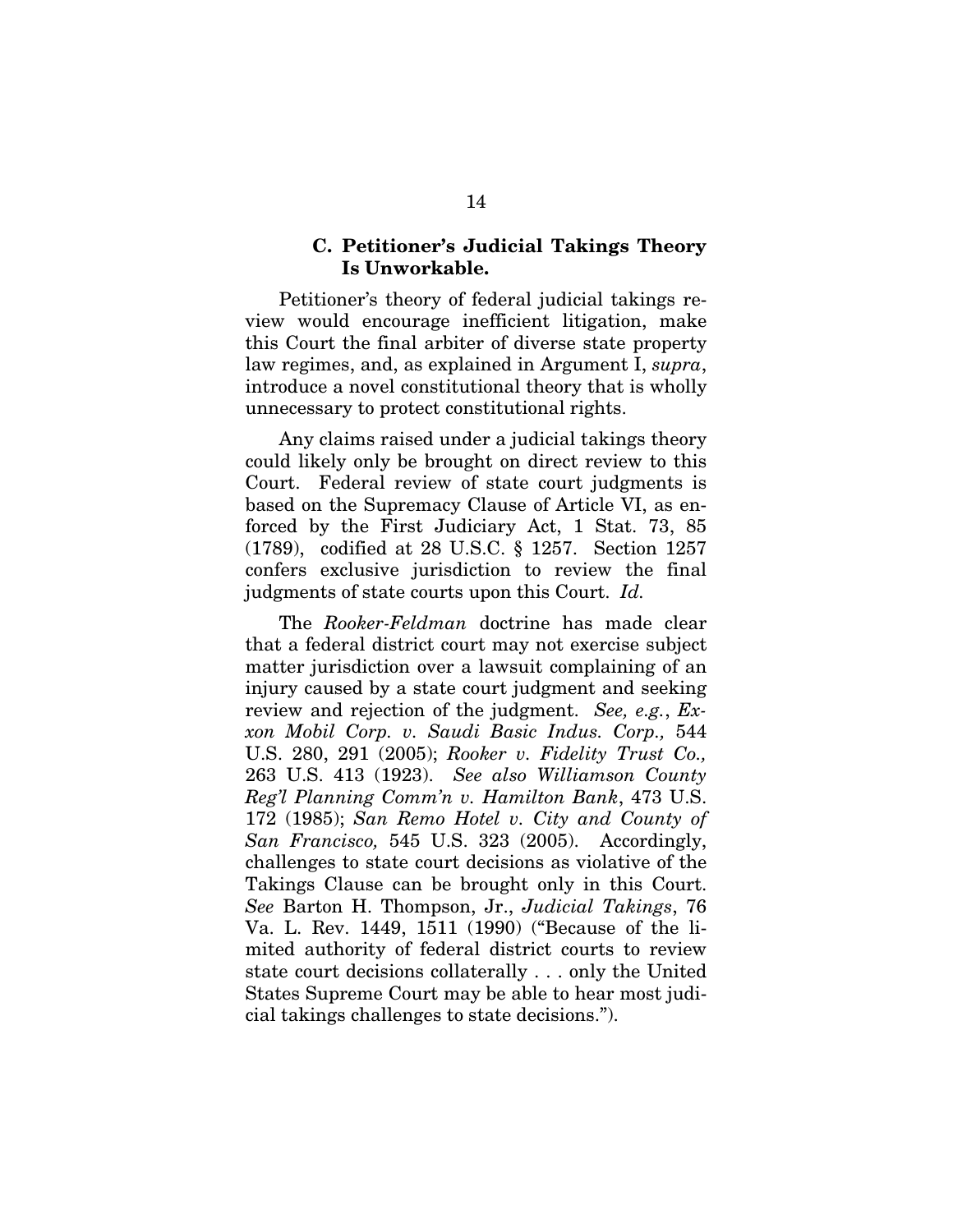### C. Petitioner's Judicial Takings Theory Is Unworkable.

Petitioner's theory of federal judicial takings review would encourage inefficient litigation, make this Court the final arbiter of diverse state property law regimes, and, as explained in Argument I, *supra*, introduce a novel constitutional theory that is wholly unnecessary to protect constitutional rights.

Any claims raised under a judicial takings theory could likely only be brought on direct review to this Court. Federal review of state court judgments is based on the Supremacy Clause of Article VI, as enforced by the First Judiciary Act, 1 Stat. 73, 85 (1789), codified at 28 U.S.C. § 1257. Section 1257 confers exclusive jurisdiction to review the final judgments of state courts upon this Court. *Id.*

The *Rooker-Feldman* doctrine has made clear that a federal district court may not exercise subject matter jurisdiction over a lawsuit complaining of an injury caused by a state court judgment and seeking review and rejection of the judgment. *See, e.g.*, *Exxon Mobil Corp. v. Saudi Basic Indus. Corp.,* 544 U.S. 280, 291 (2005); *Rooker v. Fidelity Trust Co.,* 263 U.S. 413 (1923). *See also Williamson County Reg'l Planning Comm'n v. Hamilton Bank*, 473 U.S. 172 (1985); *San Remo Hotel v. City and County of San Francisco,* 545 U.S. 323 (2005). Accordingly, challenges to state court decisions as violative of the Takings Clause can be brought only in this Court. *See* Barton H. Thompson, Jr., *Judicial Takings*, 76 Va. L. Rev. 1449, 1511 (1990) ("Because of the limited authority of federal district courts to review state court decisions collaterally . . . only the United States Supreme Court may be able to hear most judicial takings challenges to state decisions.").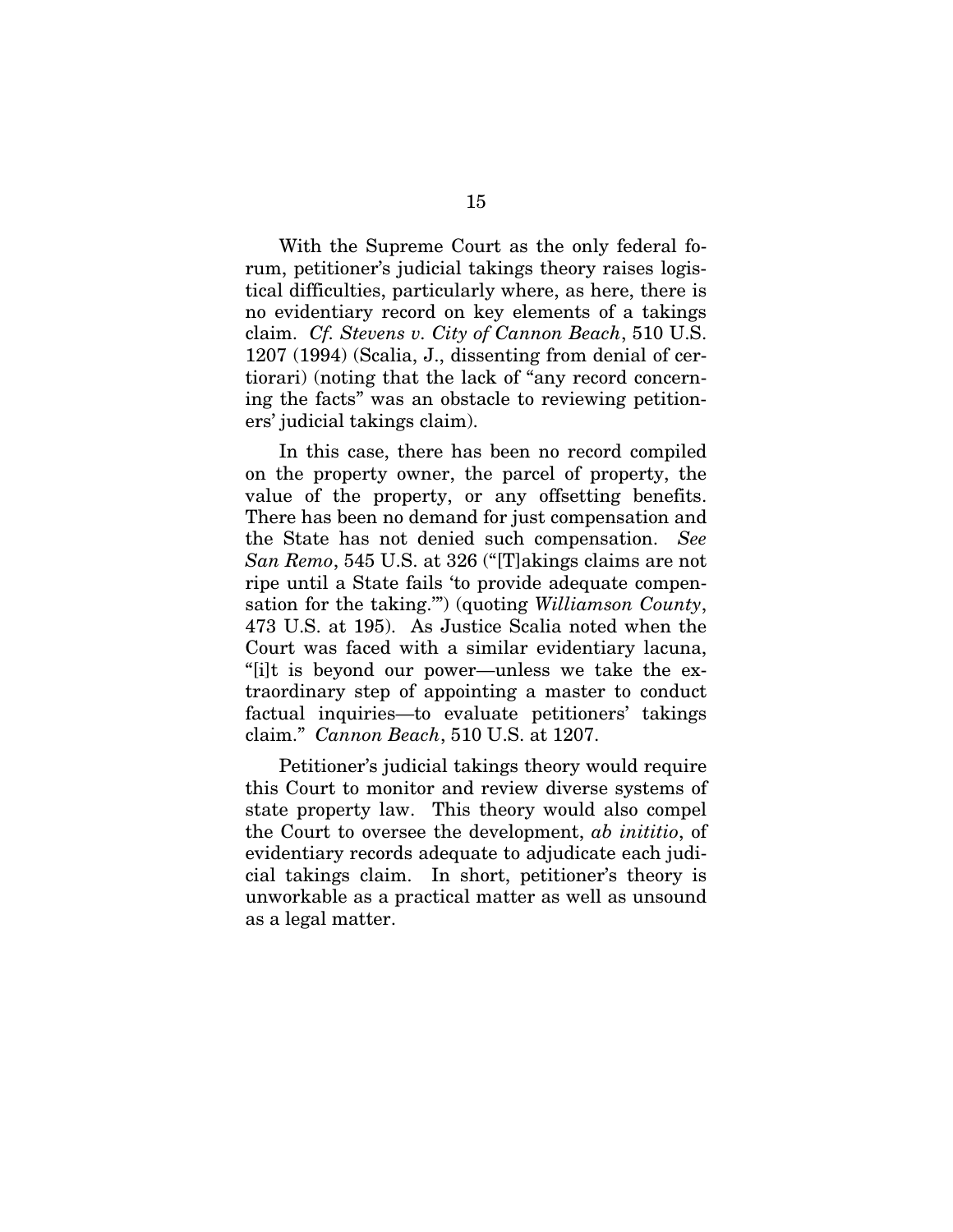With the Supreme Court as the only federal forum, petitioner's judicial takings theory raises logistical difficulties, particularly where, as here, there is no evidentiary record on key elements of a takings claim. *Cf. Stevens v. City of Cannon Beach*, 510 U.S. 1207 (1994) (Scalia, J., dissenting from denial of certiorari) (noting that the lack of "any record concerning the facts" was an obstacle to reviewing petitioners' judicial takings claim).

In this case, there has been no record compiled on the property owner, the parcel of property, the value of the property, or any offsetting benefits. There has been no demand for just compensation and the State has not denied such compensation. *See San Remo*, 545 U.S. at 326 ("[T]akings claims are not ripe until a State fails 'to provide adequate compensation for the taking.'") (quoting *Williamson County*, 473 U.S. at 195). As Justice Scalia noted when the Court was faced with a similar evidentiary lacuna, "[i]t is beyond our power—unless we take the extraordinary step of appointing a master to conduct factual inquiries—to evaluate petitioners' takings claim." *Cannon Beach*, 510 U.S. at 1207.

Petitioner's judicial takings theory would require this Court to monitor and review diverse systems of state property law. This theory would also compel the Court to oversee the development, *ab inititio*, of evidentiary records adequate to adjudicate each judicial takings claim. In short, petitioner's theory is unworkable as a practical matter as well as unsound as a legal matter.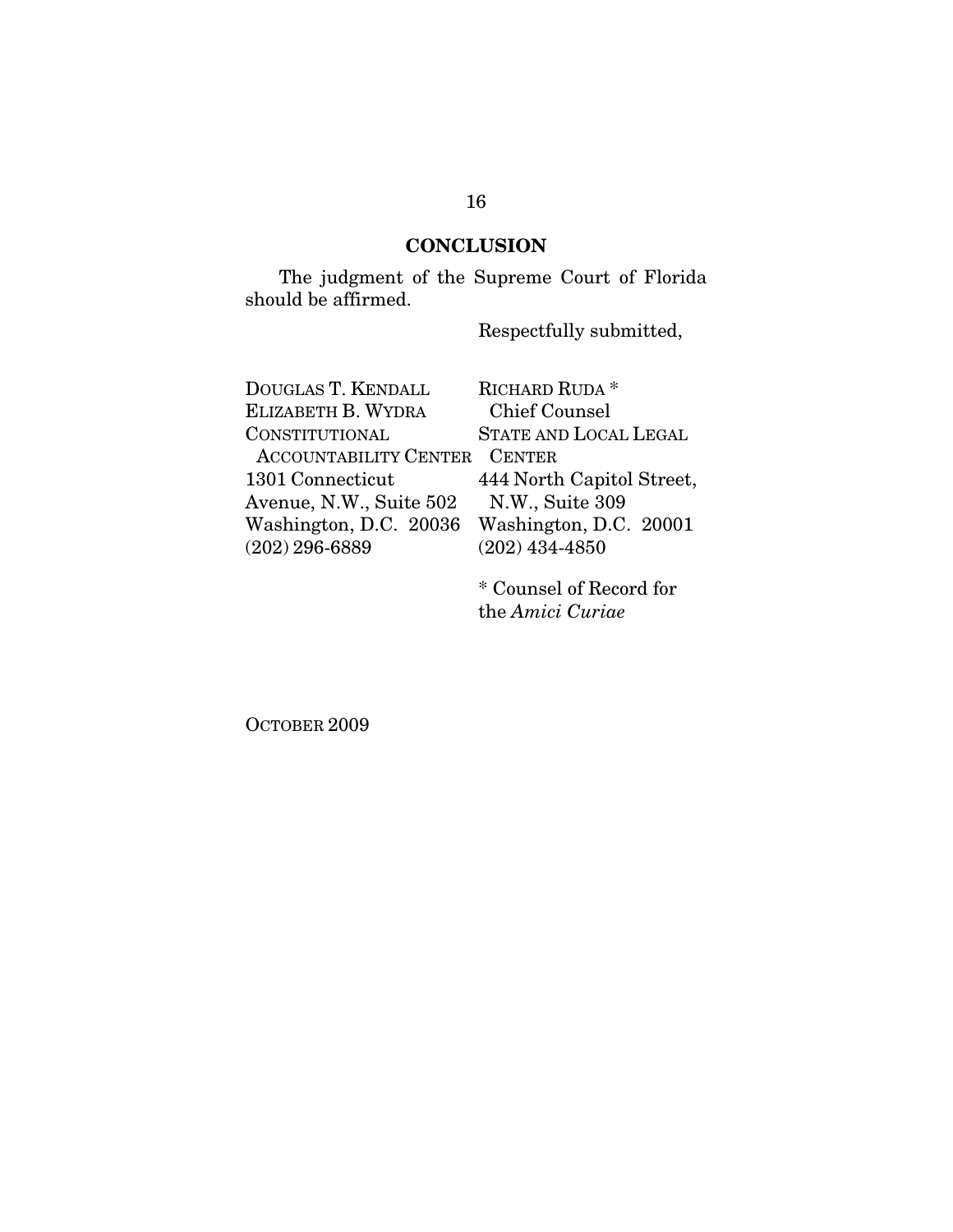## CONCLUSION

The judgment of the Supreme Court of Florida should be affirmed.

Respectfully submitted,

DOUGLAS T. KENDALL
ELIZABETH B. WYDRA
CONSTITUTIONAL ACCOUNTABILITY CENTER
1301 Connecticut Avenue, N.W., Suite 502
Washington, D.C. 20036
(202) 296-6889

RICHARD RUDA *
Chief Counsel
STATE AND LOCAL LEGAL CENTER
444 North Capitol Street, N.W., Suite 309
Washington, D.C. 20001
(202) 434-4850

* Counsel of Record for the *Amici Curiae*

OCTOBER 2009